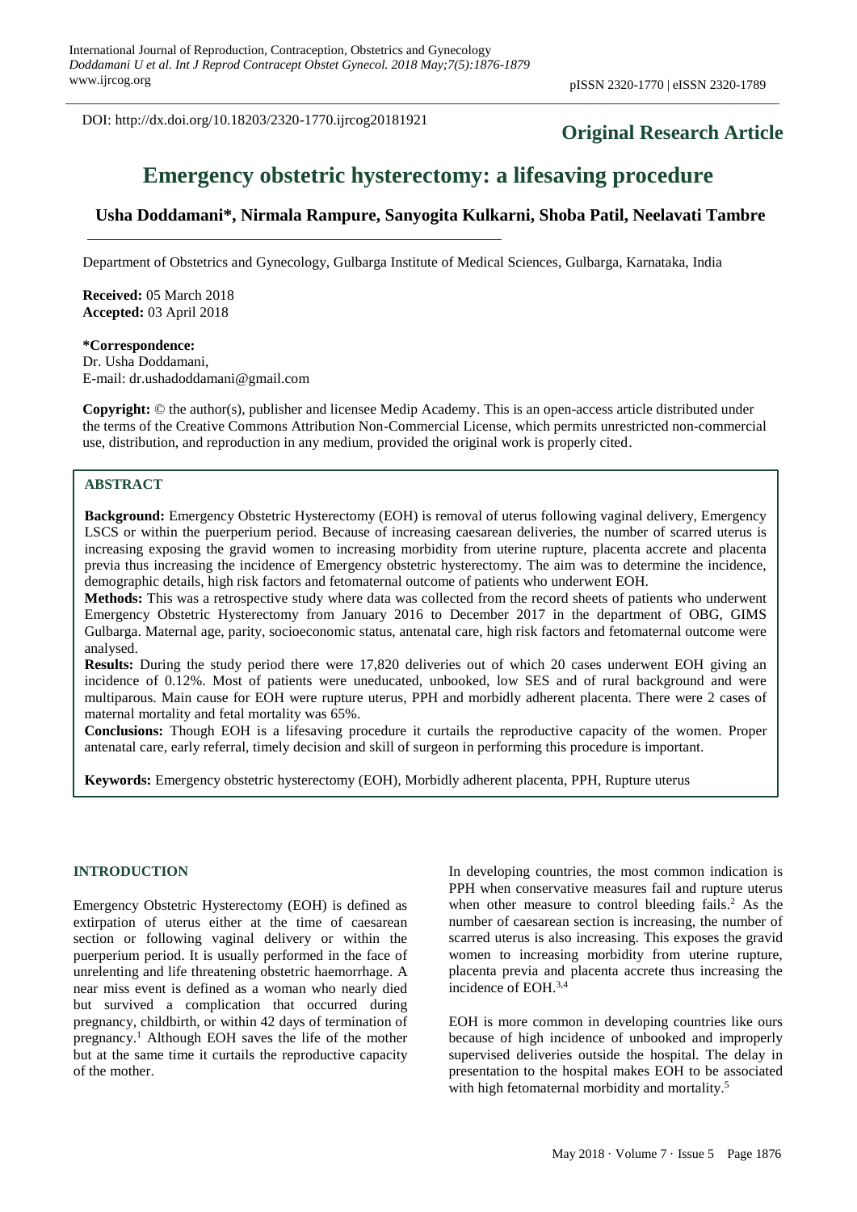DOI: http://dx.doi.org/10.18203/2320-1770.ijrcog20181921

**Original Research Article**

# Emergency obstetric hysterectomy: a lifesaving procedure

**Usha Doddamani\*, Nirmala Rampure, Sanyogita Kulkarni, Shoba Patil, Neelavati Tambre**

Department of Obstetrics and Gynecology, Gulbarga Institute of Medical Sciences, Gulbarga, Karnataka, India

**Received:** 05 March 2018
**Accepted:** 03 April 2018

**\*Correspondence:**
Dr. Usha Doddamani,
E-mail: dr.ushadoddamani@gmail.com

**Copyright:** © the author(s), publisher and licensee Medip Academy. This is an open-access article distributed under the terms of the Creative Commons Attribution Non-Commercial License, which permits unrestricted non-commercial use, distribution, and reproduction in any medium, provided the original work is properly cited.

## ABSTRACT

**Background:** Emergency Obstetric Hysterectomy (EOH) is removal of uterus following vaginal delivery, Emergency LSCS or within the puerperium period. Because of increasing caesarean deliveries, the number of scarred uterus is increasing exposing the gravid women to increasing morbidity from uterine rupture, placenta accrete and placenta previa thus increasing the incidence of Emergency obstetric hysterectomy. The aim was to determine the incidence, demographic details, high risk factors and fetomaternal outcome of patients who underwent EOH.

**Methods:** This was a retrospective study where data was collected from the record sheets of patients who underwent Emergency Obstetric Hysterectomy from January 2016 to December 2017 in the department of OBG, GIMS Gulbarga. Maternal age, parity, socioeconomic status, antenatal care, high risk factors and fetomaternal outcome were analysed.

**Results:** During the study period there were 17,820 deliveries out of which 20 cases underwent EOH giving an incidence of 0.12%. Most of patients were uneducated, unbooked, low SES and of rural background and were multiparous. Main cause for EOH were rupture uterus, PPH and morbidly adherent placenta. There were 2 cases of maternal mortality and fetal mortality was 65%.

**Conclusions:** Though EOH is a lifesaving procedure it curtails the reproductive capacity of the women. Proper antenatal care, early referral, timely decision and skill of surgeon in performing this procedure is important.

**Keywords:** Emergency obstetric hysterectomy (EOH), Morbidly adherent placenta, PPH, Rupture uterus

## INTRODUCTION

Emergency Obstetric Hysterectomy (EOH) is defined as extirpation of uterus either at the time of caesarean section or following vaginal delivery or within the puerperium period. It is usually performed in the face of unrelenting and life threatening obstetric haemorrhage. A near miss event is defined as a woman who nearly died but survived a complication that occurred during pregnancy, childbirth, or within 42 days of termination of pregnancy.[1] Although EOH saves the life of the mother but at the same time it curtails the reproductive capacity of the mother.

In developing countries, the most common indication is PPH when conservative measures fail and rupture uterus when other measure to control bleeding fails.[2] As the number of caesarean section is increasing, the number of scarred uterus is also increasing. This exposes the gravid women to increasing morbidity from uterine rupture, placenta previa and placenta accrete thus increasing the incidence of EOH.[3,4]

EOH is more common in developing countries like ours because of high incidence of unbooked and improperly supervised deliveries outside the hospital. The delay in presentation to the hospital makes EOH to be associated with high fetomaternal morbidity and mortality.[5]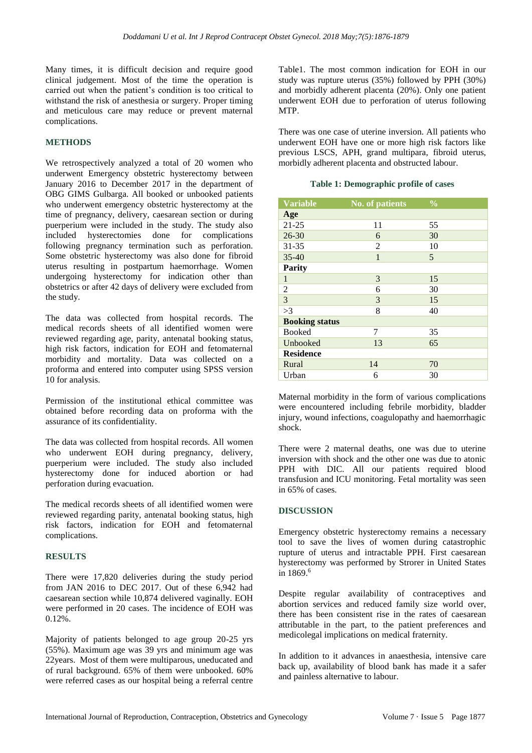Many times, it is difficult decision and require good clinical judgement. Most of the time the operation is carried out when the patient's condition is too critical to withstand the risk of anesthesia or surgery. Proper timing and meticulous care may reduce or prevent maternal complications.

## METHODS

We retrospectively analyzed a total of 20 women who underwent Emergency obstetric hysterectomy between January 2016 to December 2017 in the department of OBG GIMS Gulbarga. All booked or unbooked patients who underwent emergency obstetric hysterectomy at the time of pregnancy, delivery, caesarean section or during puerperium were included in the study. The study also included hysterectomies done for complications following pregnancy termination such as perforation. Some obstetric hysterectomy was also done for fibroid uterus resulting in postpartum haemorrhage. Women undergoing hysterectomy for indication other than obstetrics or after 42 days of delivery were excluded from the study.

The data was collected from hospital records. The medical records sheets of all identified women were reviewed regarding age, parity, antenatal booking status, high risk factors, indication for EOH and fetomaternal morbidity and mortality. Data was collected on a proforma and entered into computer using SPSS version 10 for analysis.

Permission of the institutional ethical committee was obtained before recording data on proforma with the assurance of its confidentiality.

The data was collected from hospital records. All women who underwent EOH during pregnancy, delivery, puerperium were included. The study also included hysterectomy done for induced abortion or had perforation during evacuation.

The medical records sheets of all identified women were reviewed regarding parity, antenatal booking status, high risk factors, indication for EOH and fetomaternal complications.

## RESULTS

There were 17,820 deliveries during the study period from JAN 2016 to DEC 2017. Out of these 6,942 had caesarean section while 10,874 delivered vaginally. EOH were performed in 20 cases. The incidence of EOH was 0.12%.

Majority of patients belonged to age group 20-25 yrs (55%). Maximum age was 39 yrs and minimum age was 22years. Most of them were multiparous, uneducated and of rural background. 65% of them were unbooked. 60% were referred cases as our hospital being a referral centre Table1. The most common indication for EOH in our study was rupture uterus (35%) followed by PPH (30%) and morbidly adherent placenta (20%). Only one patient underwent EOH due to perforation of uterus following MTP.

There was one case of uterine inversion. All patients who underwent EOH have one or more high risk factors like previous LSCS, APH, grand multipara, fibroid uterus, morbidly adherent placenta and obstructed labour.

**Table 1: Demographic profile of cases**

| Variable | No. of patients | % |
|---|---|---|
| **Age** | | |
| 21-25 | 11 | 55 |
| 26-30 | 6 | 30 |
| 31-35 | 2 | 10 |
| 35-40 | 1 | 5 |
| **Parity** | | |
| 1 | 3 | 15 |
| 2 | 6 | 30 |
| 3 | 3 | 15 |
| >3 | 8 | 40 |
| **Booking status** | | |
| Booked | 7 | 35 |
| Unbooked | 13 | 65 |
| **Residence** | | |
| Rural | 14 | 70 |
| Urban | 6 | 30 |

Maternal morbidity in the form of various complications were encountered including febrile morbidity, bladder injury, wound infections, coagulopathy and haemorrhagic shock.

There were 2 maternal deaths, one was due to uterine inversion with shock and the other one was due to atonic PPH with DIC. All our patients required blood transfusion and ICU monitoring. Fetal mortality was seen in 65% of cases.

## DISCUSSION

Emergency obstetric hysterectomy remains a necessary tool to save the lives of women during catastrophic rupture of uterus and intractable PPH. First caesarean hysterectomy was performed by Strorer in United States in 1869.[6]

Despite regular availability of contraceptives and abortion services and reduced family size world over, there has been consistent rise in the rates of caesarean attributable in the part, to the patient preferences and medicolegal implications on medical fraternity.

In addition to it advances in anaesthesia, intensive care back up, availability of blood bank has made it a safer and painless alternative to labour.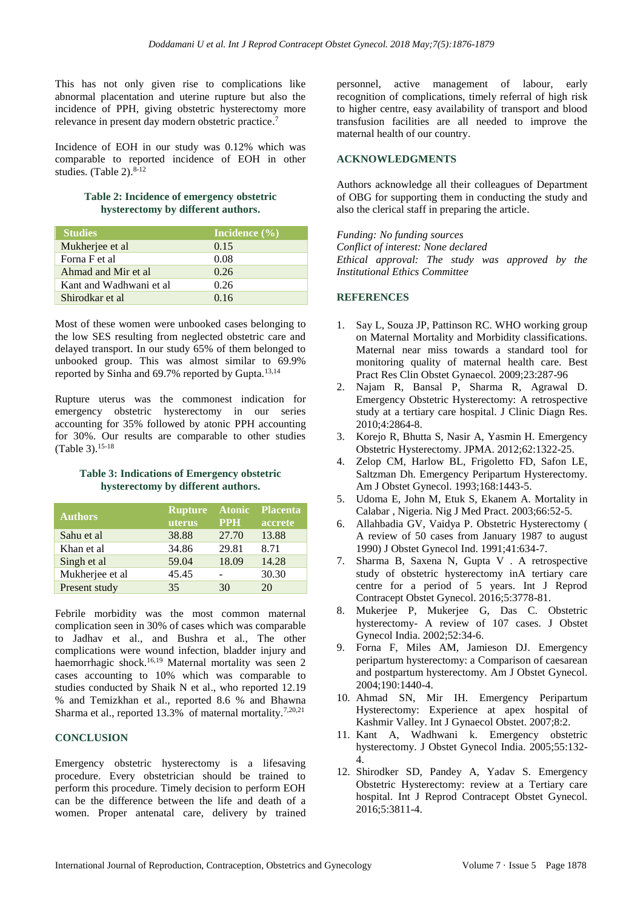This has not only given rise to complications like abnormal placentation and uterine rupture but also the incidence of PPH, giving obstetric hysterectomy more relevance in present day modern obstetric practice.[7]

Incidence of EOH in our study was 0.12% which was comparable to reported incidence of EOH in other studies. (Table 2).[8-12]

**Table 2: Incidence of emergency obstetric hysterectomy by different authors.**

| Studies | Incidence (%) |
|---|---|
| Mukherjee et al | 0.15 |
| Forna F et al | 0.08 |
| Ahmad and Mir et al | 0.26 |
| Kant and Wadhwani et al | 0.26 |
| Shirodkar et al | 0.16 |

Most of these women were unbooked cases belonging to the low SES resulting from neglected obstetric care and delayed transport. In our study 65% of them belonged to unbooked group. This was almost similar to 69.9% reported by Sinha and 69.7% reported by Gupta.[13,14]

Rupture uterus was the commonest indication for emergency obstetric hysterectomy in our series accounting for 35% followed by atonic PPH accounting for 30%. Our results are comparable to other studies (Table 3).[15-18]

**Table 3: Indications of Emergency obstetric hysterectomy by different authors.**

| Authors | Rupture uterus | Atonic PPH | Placenta accrete |
|---|---|---|---|
| Sahu et al | 38.88 | 27.70 | 13.88 |
| Khan et al | 34.86 | 29.81 | 8.71 |
| Singh et al | 59.04 | 18.09 | 14.28 |
| Mukherjee et al | 45.45 | - | 30.30 |
| Present study | 35 | 30 | 20 |

Febrile morbidity was the most common maternal complication seen in 30% of cases which was comparable to Jadhav et al., and Bushra et al., The other complications were wound infection, bladder injury and haemorrhagic shock.[16,19] Maternal mortality was seen 2 cases accounting to 10% which was comparable to studies conducted by Shaik N et al., who reported 12.19 % and Temizkhan et al., reported 8.6 % and Bhawna Sharma et al., reported 13.3% of maternal mortality.[7,20,21]

## CONCLUSION

Emergency obstetric hysterectomy is a lifesaving procedure. Every obstetrician should be trained to perform this procedure. Timely decision to perform EOH can be the difference between the life and death of a women. Proper antenatal care, delivery by trained personnel, active management of labour, early recognition of complications, timely referral of high risk to higher centre, easy availability of transport and blood transfusion facilities are all needed to improve the maternal health of our country.

## ACKNOWLEDGMENTS

Authors acknowledge all their colleagues of Department of OBG for supporting them in conducting the study and also the clerical staff in preparing the article.

*Funding: No funding sources*
*Conflict of interest: None declared*
*Ethical approval: The study was approved by the Institutional Ethics Committee*

## REFERENCES

1. Say L, Souza JP, Pattinson RC. WHO working group on Maternal Mortality and Morbidity classifications. Maternal near miss towards a standard tool for monitoring quality of maternal health care. Best Pract Res Clin Obstet Gynaecol. 2009;23:287-96
2. Najam R, Bansal P, Sharma R, Agrawal D. Emergency Obstetric Hysterectomy: A retrospective study at a tertiary care hospital. J Clinic Diagn Res. 2010;4:2864-8.
3. Korejo R, Bhutta S, Nasir A, Yasmin H. Emergency Obstetric Hysterectomy. JPMA. 2012;62:1322-25.
4. Zelop CM, Harlow BL, Frigoletto FD, Safon LE, Saltzman Dh. Emergency Peripartum Hysterectomy. Am J Obstet Gynecol. 1993;168:1443-5.
5. Udoma E, John M, Etuk S, Ekanem A. Mortality in Calabar , Nigeria. Nig J Med Pract. 2003;66:52-5.
6. Allahbadia GV, Vaidya P. Obstetric Hysterectomy ( A review of 50 cases from January 1987 to august 1990) J Obstet Gynecol Ind. 1991;41:634-7.
7. Sharma B, Saxena N, Gupta V . A retrospective study of obstetric hysterectomy inA tertiary care centre for a period of 5 years. Int J Reprod Contracept Obstet Gynecol. 2016;5:3778-81.
8. Mukerjee P, Mukerjee G, Das C. Obstetric hysterectomy- A review of 107 cases. J Obstet Gynecol India. 2002;52:34-6.
9. Forna F, Miles AM, Jamieson DJ. Emergency peripartum hysterectomy: a Comparison of caesarean and postpartum hysterectomy. Am J Obstet Gynecol. 2004;190:1440-4.
10. Ahmad SN, Mir IH. Emergency Peripartum Hysterectomy: Experience at apex hospital of Kashmir Valley. Int J Gynaecol Obstet. 2007;8:2.
11. Kant A, Wadhwani k. Emergency obstetric hysterectomy. J Obstet Gynecol India. 2005;55:132-4.
12. Shirodker SD, Pandey A, Yadav S. Emergency Obstetric Hysterectomy: review at a Tertiary care hospital. Int J Reprod Contracept Obstet Gynecol. 2016;5:3811-4.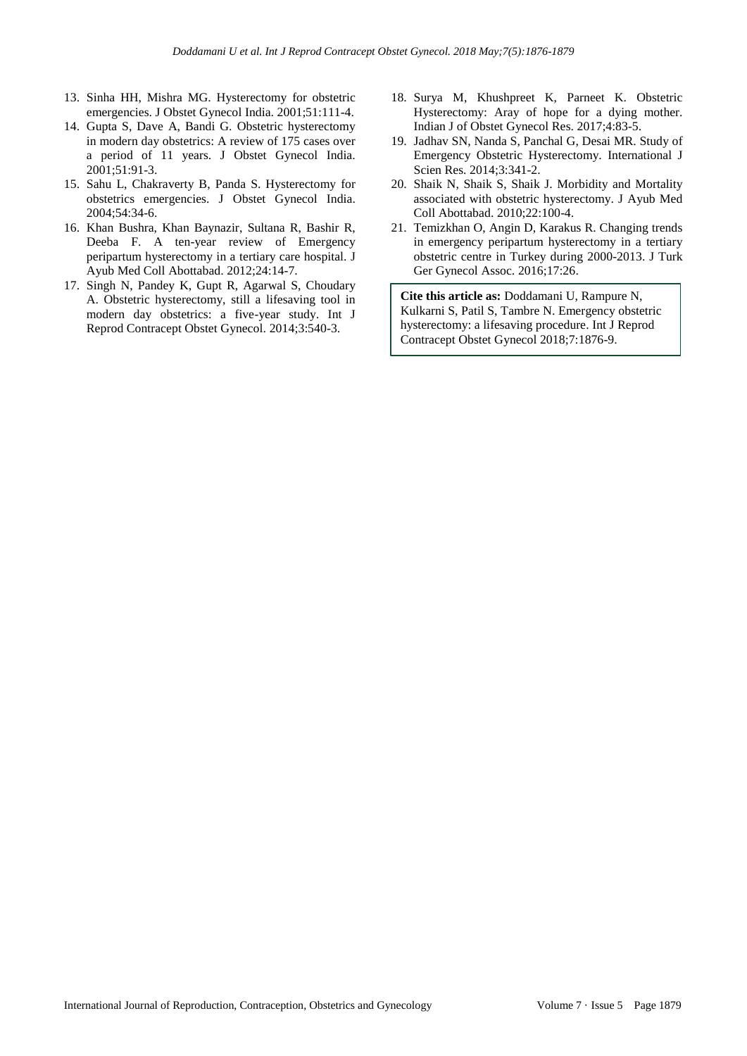13. Sinha HH, Mishra MG. Hysterectomy for obstetric emergencies. J Obstet Gynecol India. 2001;51:111-4.
14. Gupta S, Dave A, Bandi G. Obstetric hysterectomy in modern day obstetrics: A review of 175 cases over a period of 11 years. J Obstet Gynecol India. 2001;51:91-3.
15. Sahu L, Chakraverty B, Panda S. Hysterectomy for obstetrics emergencies. J Obstet Gynecol India. 2004;54:34-6.
16. Khan Bushra, Khan Baynazir, Sultana R, Bashir R, Deeba F. A ten-year review of Emergency peripartum hysterectomy in a tertiary care hospital. J Ayub Med Coll Abottabad. 2012;24:14-7.
17. Singh N, Pandey K, Gupt R, Agarwal S, Choudary A. Obstetric hysterectomy, still a lifesaving tool in modern day obstetrics: a five-year study. Int J Reprod Contracept Obstet Gynecol. 2014;3:540-3.
18. Surya M, Khushpreet K, Parneet K. Obstetric Hysterectomy: Aray of hope for a dying mother. Indian J of Obstet Gynecol Res. 2017;4:83-5.
19. Jadhav SN, Nanda S, Panchal G, Desai MR. Study of Emergency Obstetric Hysterectomy. International J Scien Res. 2014;3:341-2.
20. Shaik N, Shaik S, Shaik J. Morbidity and Mortality associated with obstetric hysterectomy. J Ayub Med Coll Abottabad. 2010;22:100-4.
21. Temizkhan O, Angin D, Karakus R. Changing trends in emergency peripartum hysterectomy in a tertiary obstetric centre in Turkey during 2000-2013. J Turk Ger Gynecol Assoc. 2016;17:26.

**Cite this article as:** Doddamani U, Rampure N, Kulkarni S, Patil S, Tambre N. Emergency obstetric hysterectomy: a lifesaving procedure. Int J Reprod Contracept Obstet Gynecol 2018;7:1876-9.